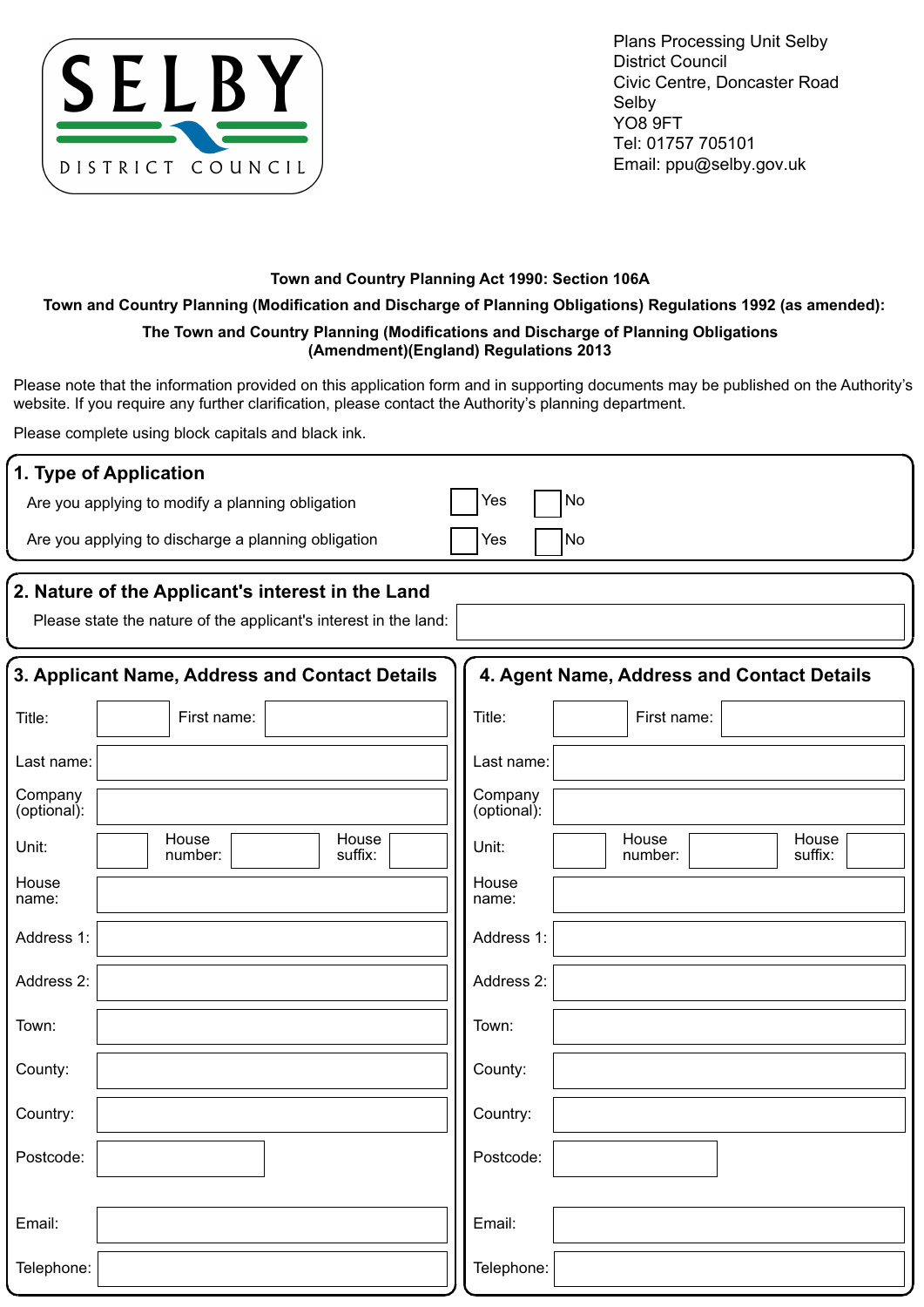SELBY DISTRICT COUNCIL

Plans Processing Unit Selby District Council
Civic Centre, Doncaster Road
Selby
YO8 9FT
Tel: 01757 705101
Email: ppu@selby.gov.uk

**Town and Country Planning Act 1990: Section 106A**

**Town and Country Planning (Modification and Discharge of Planning Obligations) Regulations 1992 (as amended):**

**The Town and Country Planning (Modifications and Discharge of Planning Obligations (Amendment)(England) Regulations 2013**

Please note that the information provided on this application form and in supporting documents may be published on the Authority's website. If you require any further clarification, please contact the Authority's planning department.

Please complete using block capitals and black ink.

## 1. Type of Application

| | | |
|---|---|---|
| Are you applying to modify a planning obligation | ☐ Yes | ☐ No |
| Are you applying to discharge a planning obligation | ☐ Yes | ☐ No |

## 2. Nature of the Applicant's interest in the Land

Please state the nature of the applicant's interest in the land:

## 3. Applicant Name, Address and Contact Details

| | |
|---|---|
| Title: | First name: |
| Last name: | |
| Company (optional): | |
| Unit: | House number: / House suffix: |
| House name: | |
| Address 1: | |
| Address 2: | |
| Town: | |
| County: | |
| Country: | |
| Postcode: | |
| Email: | |
| Telephone: | |

## 4. Agent Name, Address and Contact Details

| | |
|---|---|
| Title: | First name: |
| Last name: | |
| Company (optional): | |
| Unit: | House number: / House suffix: |
| House name: | |
| Address 1: | |
| Address 2: | |
| Town: | |
| County: | |
| Country: | |
| Postcode: | |
| Email: | |
| Telephone: | |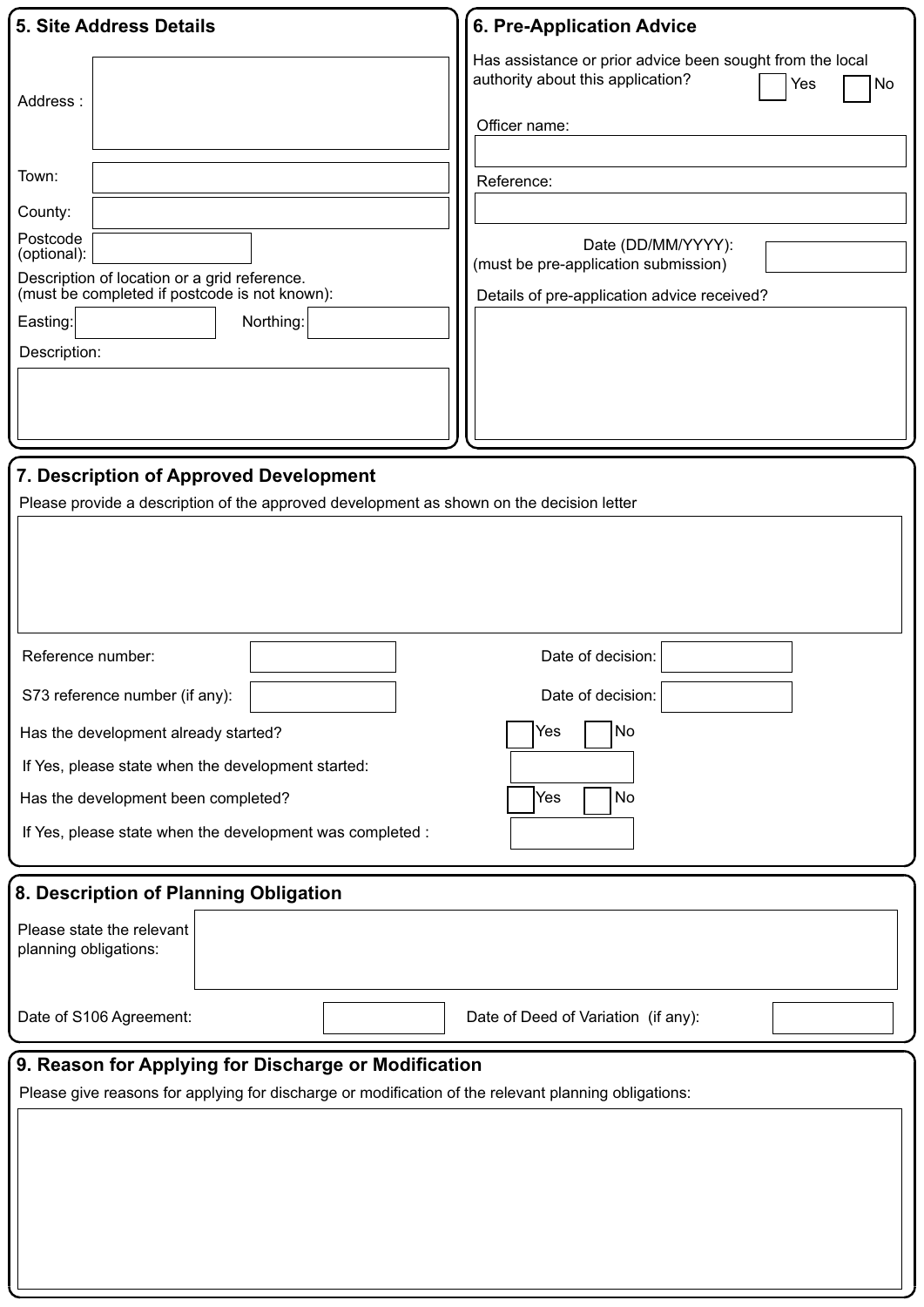## 5. Site Address Details

Address :

Town:

County:

Postcode (optional):

Description of location or a grid reference.
(must be completed if postcode is not known):

Easting: Northing:

Description:

## 6. Pre-Application Advice

Has assistance or prior advice been sought from the local authority about this application? ☐ Yes ☐ No

Officer name:

Reference:

Date (DD/MM/YYYY):
(must be pre-application submission)

Details of pre-application advice received?

## 7. Description of Approved Development

Please provide a description of the approved development as shown on the decision letter

Reference number: Date of decision:

S73 reference number (if any): Date of decision:

Has the development already started? ☐ Yes ☐ No

If Yes, please state when the development started:

Has the development been completed? ☐ Yes ☐ No

If Yes, please state when the development was completed :

## 8. Description of Planning Obligation

Please state the relevant planning obligations:

Date of S106 Agreement: Date of Deed of Variation (if any):

## 9. Reason for Applying for Discharge or Modification

Please give reasons for applying for discharge or modification of the relevant planning obligations: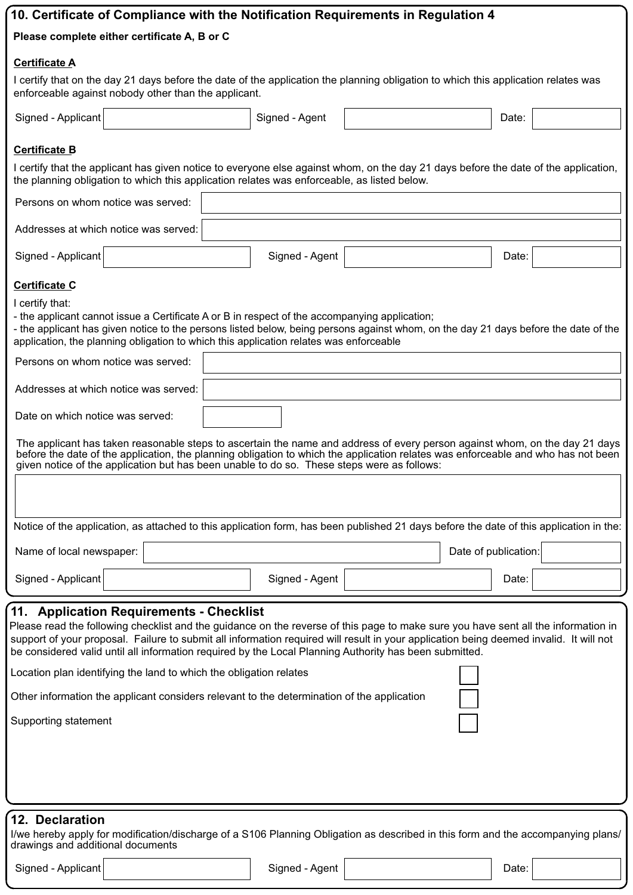## 10. Certificate of Compliance with the Notification Requirements in Regulation 4

**Please complete either certificate A, B or C**

**Certificate A**

I certify that on the day 21 days before the date of the application the planning obligation to which this application relates was enforceable against nobody other than the applicant.

Signed - Applicant: ______ Signed - Agent: ______ Date: ______

**Certificate B**

I certify that the applicant has given notice to everyone else against whom, on the day 21 days before the date of the application, the planning obligation to which this application relates was enforceable, as listed below.

Persons on whom notice was served: ______

Addresses at which notice was served: ______

Signed - Applicant: ______ Signed - Agent: ______ Date: ______

**Certificate C**

I certify that:

- the applicant cannot issue a Certificate A or B in respect of the accompanying application;
- the applicant has given notice to the persons listed below, being persons against whom, on the day 21 days before the date of the application, the planning obligation to which this application relates was enforceable

Persons on whom notice was served: ______

Addresses at which notice was served: ______

Date on which notice was served: ______

The applicant has taken reasonable steps to ascertain the name and address of every person against whom, on the day 21 days before the date of the application, the planning obligation to which the application relates was enforceable and who has not been given notice of the application but has been unable to do so. These steps were as follows:

______

Notice of the application, as attached to this application form, has been published 21 days before the date of this application in the:

Name of local newspaper: ______ Date of publication: ______

Signed - Applicant: ______ Signed - Agent: ______ Date: ______

## 11. Application Requirements - Checklist

Please read the following checklist and the guidance on the reverse of this page to make sure you have sent all the information in support of your proposal. Failure to submit all information required will result in your application being deemed invalid. It will not be considered valid until all information required by the Local Planning Authority has been submitted.

- [ ] Location plan identifying the land to which the obligation relates
- [ ] Other information the applicant considers relevant to the determination of the application
- [ ] Supporting statement

## 12. Declaration

I/we hereby apply for modification/discharge of a S106 Planning Obligation as described in this form and the accompanying plans/ drawings and additional documents

Signed - Applicant: ______ Signed - Agent: ______ Date: ______